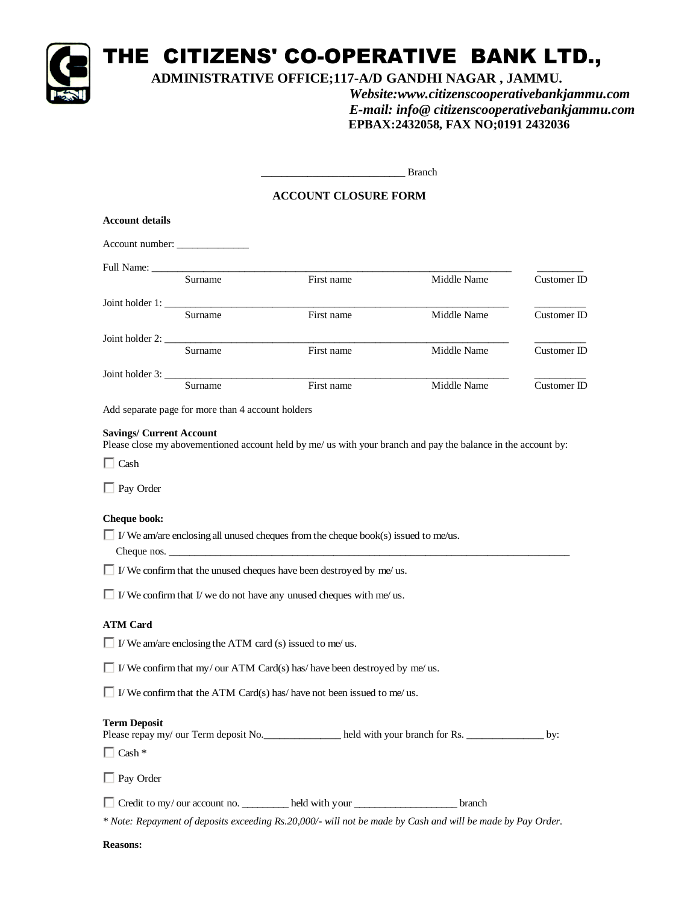# THE CITIZENS' CO-OPERATIVE BANK LTD.,

**ADMINISTRATIVE OFFICE;117-A/D GANDHI NAGAR , JAMMU.**

***Website:www.citizenscooperativebankjammu.com***

***E-mail: info@ citizenscooperativebankjammu.com***

**EPBAX:2432058, FAX NO;0191 2432036**

__________________________ Branch

## ACCOUNT CLOSURE FORM

**Account details**

Account number: _____________

Full Name: ______________________________________________________________________ _________
Surname First name Middle Name Customer ID

Joint holder 1: ____________________________________________________________________ __________
Surname First name Middle Name Customer ID

Joint holder 2: ____________________________________________________________________ __________
Surname First name Middle Name Customer ID

Joint holder 3: ____________________________________________________________________ __________
Surname First name Middle Name Customer ID

Add separate page for more than 4 account holders

**Savings/ Current Account**

Please close my abovementioned account held by me/ us with your branch and pay the balance in the account by:

☐ Cash

☐ Pay Order

**Cheque book:**

☐ I/ We am/are enclosing all unused cheques from the cheque book(s) issued to me/us.
Cheque nos. ________________________________________________________________________________

☐ I/ We confirm that the unused cheques have been destroyed by me/ us.

☐ I/ We confirm that I/ we do not have any unused cheques with me/ us.

**ATM Card**

☐ I/ We am/are enclosing the ATM card (s) issued to me/ us.

☐ I/ We confirm that my/ our ATM Card(s) has/ have been destroyed by me/ us.

☐ I/ We confirm that the ATM Card(s) has/ have not been issued to me/ us.

**Term Deposit**

Please repay my/ our Term deposit No.______________ held with your branch for Rs. ______________ by:

☐ Cash *

☐ Pay Order

☐ Credit to my/ our account no. _________ held with your ___________________ branch

*\* Note: Repayment of deposits exceeding Rs.20,000/- will not be made by Cash and will be made by Pay Order.*

**Reasons:**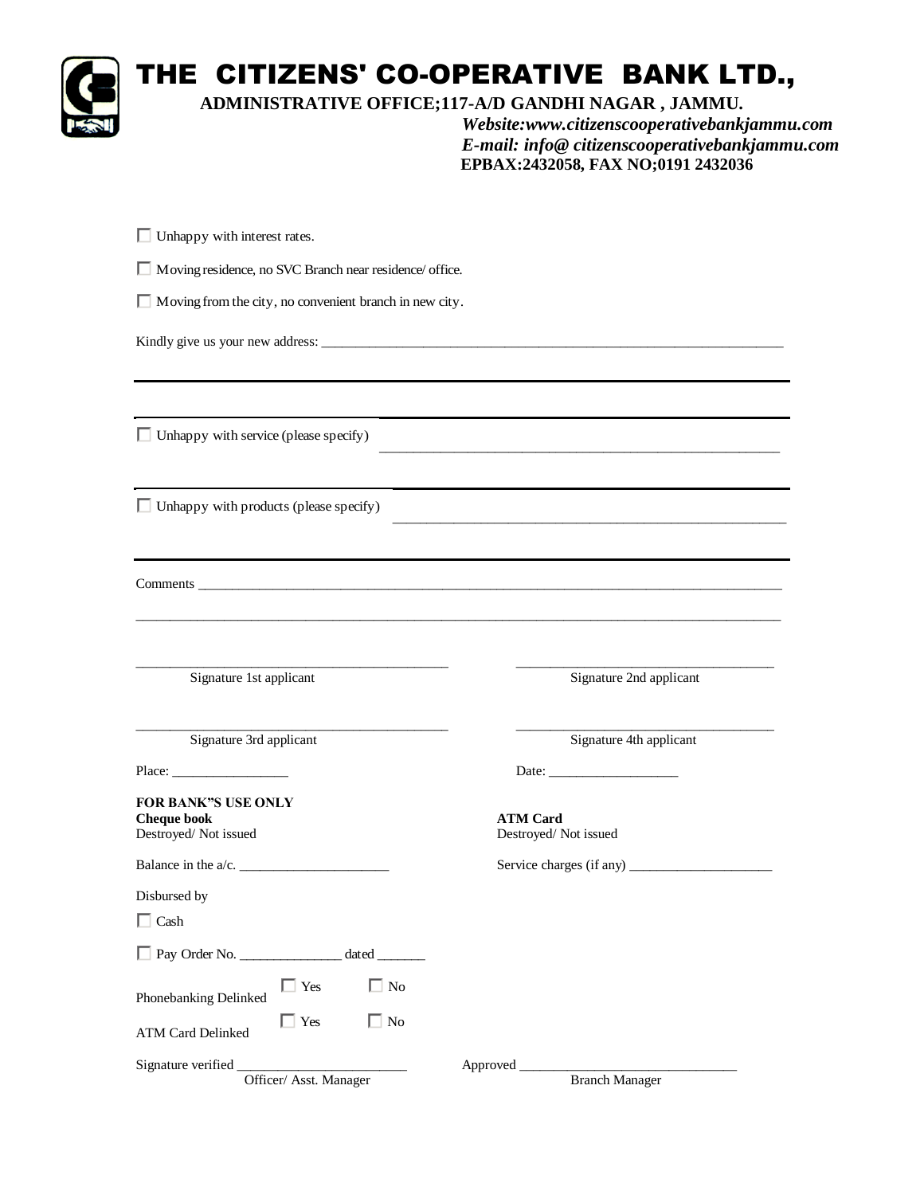# THE CITIZENS' CO-OPERATIVE BANK LTD.,

**ADMINISTRATIVE OFFICE;117-A/D GANDHI NAGAR , JAMMU.**

***Website:www.citizenscooperativebankjammu.com***

***E-mail: info@ citizenscooperativebankjammu.com***

**EPBAX:2432058, FAX NO;0191 2432036**

☐ Unhappy with interest rates.

☐ Moving residence, no SVC Branch near residence/ office.

☐ Moving from the city, no convenient branch in new city.

Kindly give us your new address: ______________________________________________________________________

☐ Unhappy with service (please specify) ____________________________________________________________

☐ Unhappy with products (please specify) __________________________________________________________

Comments ____________________________________________________________________________________

_____________________________________________________________________________________________

_____________________________________________ Signature 1st applicant

_____________________________________ Signature 2nd applicant

_____________________________________________ Signature 3rd applicant

_____________________________________ Signature 4th applicant

Place: _________________

Date: ___________________

**FOR BANK"S USE ONLY**

**Cheque book**
Destroyed/ Not issued

**ATM Card**
Destroyed/ Not issued

Balance in the a/c. ______________________

Service charges (if any) _____________________

Disbursed by

☐ Cash

☐ Pay Order No. _______________ dated _______

Phonebanking Delinked ☐ Yes ☐ No

ATM Card Delinked ☐ Yes ☐ No

Signature verified ________________________
Officer/ Asst. Manager

Approved _______________________________
Branch Manager